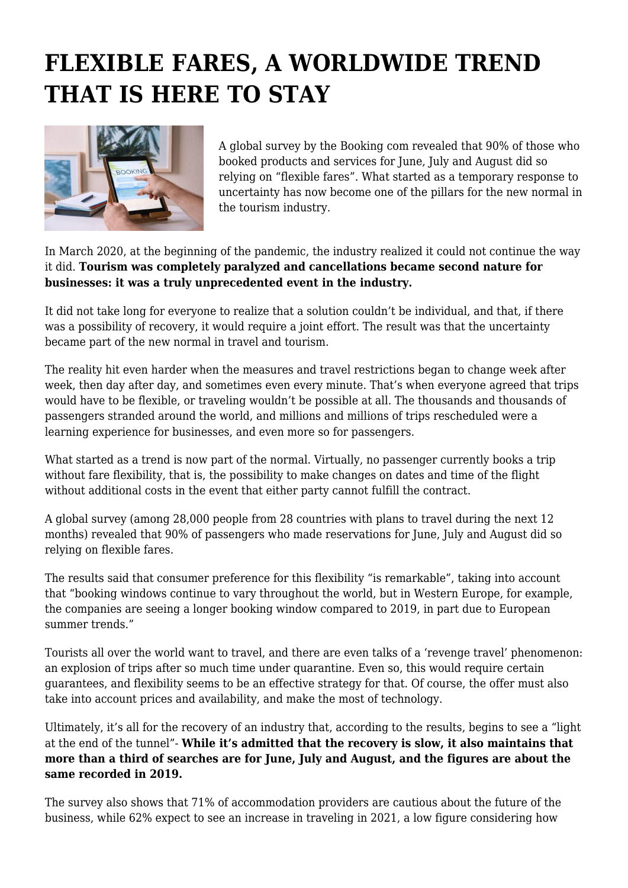# FLEXIBLE FARES, A WORLDWIDE TREND THAT IS HERE TO STAY

A global survey by the Booking com revealed that 90% of those who booked products and services for June, July and August did so relying on "flexible fares". What started as a temporary response to uncertainty has now become one of the pillars for the new normal in the tourism industry.

In March 2020, at the beginning of the pandemic, the industry realized it could not continue the way it did. **Tourism was completely paralyzed and cancellations became second nature for businesses: it was a truly unprecedented event in the industry.**

It did not take long for everyone to realize that a solution couldn't be individual, and that, if there was a possibility of recovery, it would require a joint effort. The result was that the uncertainty became part of the new normal in travel and tourism.

The reality hit even harder when the measures and travel restrictions began to change week after week, then day after day, and sometimes even every minute. That's when everyone agreed that trips would have to be flexible, or traveling wouldn't be possible at all. The thousands and thousands of passengers stranded around the world, and millions and millions of trips rescheduled were a learning experience for businesses, and even more so for passengers.

What started as a trend is now part of the normal. Virtually, no passenger currently books a trip without fare flexibility, that is, the possibility to make changes on dates and time of the flight without additional costs in the event that either party cannot fulfill the contract.

A global survey (among 28,000 people from 28 countries with plans to travel during the next 12 months) revealed that 90% of passengers who made reservations for June, July and August did so relying on flexible fares.

The results said that consumer preference for this flexibility "is remarkable", taking into account that "booking windows continue to vary throughout the world, but in Western Europe, for example, the companies are seeing a longer booking window compared to 2019, in part due to European summer trends."

Tourists all over the world want to travel, and there are even talks of a 'revenge travel' phenomenon: an explosion of trips after so much time under quarantine. Even so, this would require certain guarantees, and flexibility seems to be an effective strategy for that. Of course, the offer must also take into account prices and availability, and make the most of technology.

Ultimately, it's all for the recovery of an industry that, according to the results, begins to see a "light at the end of the tunnel"- **While it's admitted that the recovery is slow, it also maintains that more than a third of searches are for June, July and August, and the figures are about the same recorded in 2019.**

The survey also shows that 71% of accommodation providers are cautious about the future of the business, while 62% expect to see an increase in traveling in 2021, a low figure considering how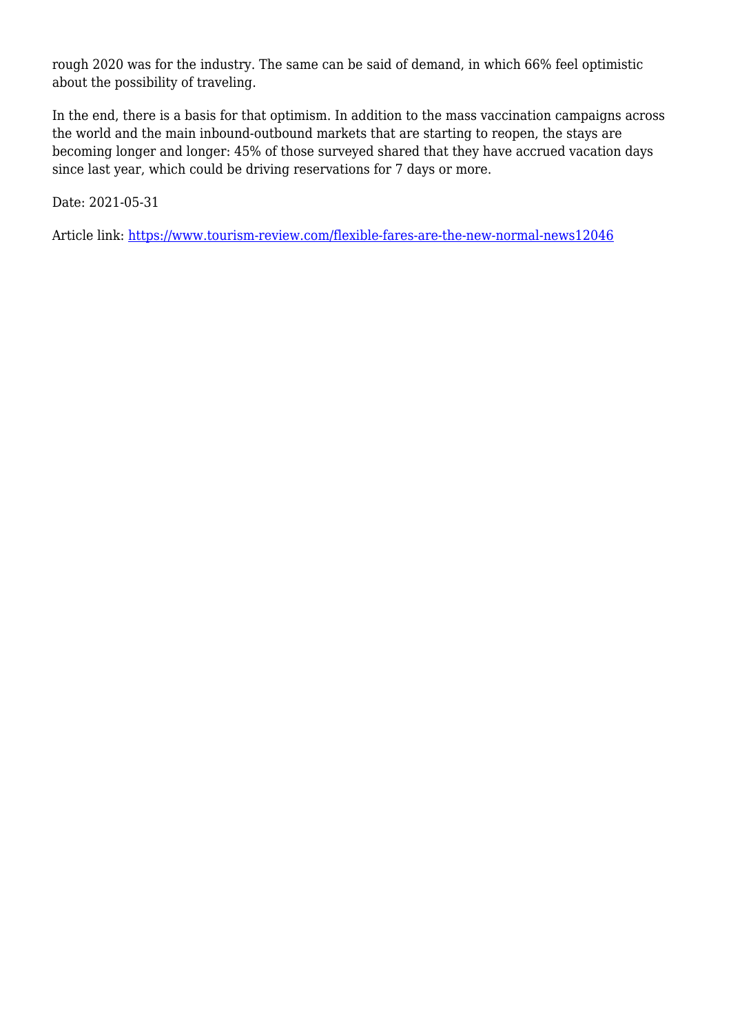rough 2020 was for the industry. The same can be said of demand, in which 66% feel optimistic about the possibility of traveling.

In the end, there is a basis for that optimism. In addition to the mass vaccination campaigns across the world and the main inbound-outbound markets that are starting to reopen, the stays are becoming longer and longer: 45% of those surveyed shared that they have accrued vacation days since last year, which could be driving reservations for 7 days or more.

Date: 2021-05-31

Article link: [https://www.tourism-review.com/flexible-fares-are-the-new-normal-news12046](https://www.tourism-review.com/flexible-fares-are-the-new-normal-news12046)